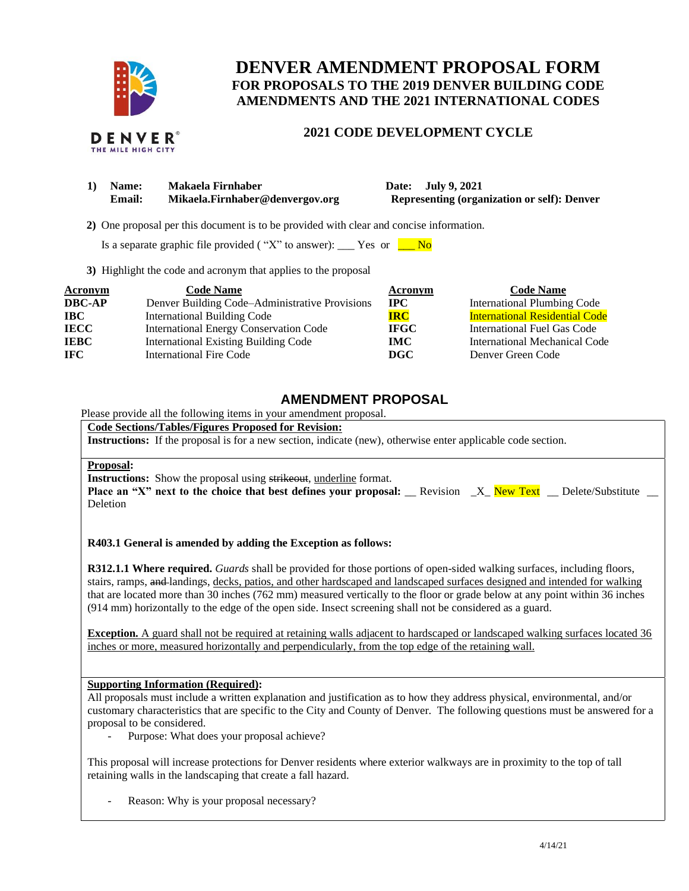# DENVER AMENDMENT PROPOSAL FORM

## FOR PROPOSALS TO THE 2019 DENVER BUILDING CODE AMENDMENTS AND THE 2021 INTERNATIONAL CODES

### 2021 CODE DEVELOPMENT CYCLE

**1) Name:** **Makaela Firnhaber** **Date: July 9, 2021**
**Email:** **Mikaela.Firnhaber@denvergov.org** **Representing (organization or self): Denver**

**2)** One proposal per this document is to be provided with clear and concise information.

Is a separate graphic file provided ( "X" to answer): ___ Yes or ___ No

**3)** Highlight the code and acronym that applies to the proposal

| Acronym | Code Name | Acronym | Code Name |
|---|---|---|---|
| **DBC-AP** | Denver Building Code–Administrative Provisions | **IPC** | International Plumbing Code |
| **IBC** | International Building Code | **IRC** | International Residential Code |
| **IECC** | International Energy Conservation Code | **IFGC** | International Fuel Gas Code |
| **IEBC** | International Existing Building Code | **IMC** | International Mechanical Code |
| **IFC** | International Fire Code | **DGC** | Denver Green Code |

## AMENDMENT PROPOSAL

Please provide all the following items in your amendment proposal.

**Code Sections/Tables/Figures Proposed for Revision:**
**Instructions:** If the proposal is for a new section, indicate (new), otherwise enter applicable code section.

**Proposal:**
**Instructions:** Show the proposal using ~~strikeout~~, <u>underline</u> format.
**Place an "X" next to the choice that best defines your proposal:** __ Revision _X_ New Text __ Delete/Substitute __ Deletion

**R403.1 General is amended by adding the Exception as follows:**

**R312.1.1 Where required.** *Guards* shall be provided for those portions of open-sided walking surfaces, including floors, stairs, ramps, ~~and~~ landings, <u>decks, patios, and other hardscaped and landscaped surfaces designed and intended for walking</u> that are located more than 30 inches (762 mm) measured vertically to the floor or grade below at any point within 36 inches (914 mm) horizontally to the edge of the open side. Insect screening shall not be considered as a guard.

<u>**Exception.** A guard shall not be required at retaining walls adjacent to hardscaped or landscaped walking surfaces located 36 inches or more, measured horizontally and perpendicularly, from the top edge of the retaining wall.</u>

**Supporting Information (Required):**
All proposals must include a written explanation and justification as to how they address physical, environmental, and/or customary characteristics that are specific to the City and County of Denver. The following questions must be answered for a proposal to be considered.

- Purpose: What does your proposal achieve?

This proposal will increase protections for Denver residents where exterior walkways are in proximity to the top of tall retaining walls in the landscaping that create a fall hazard.

- Reason: Why is your proposal necessary?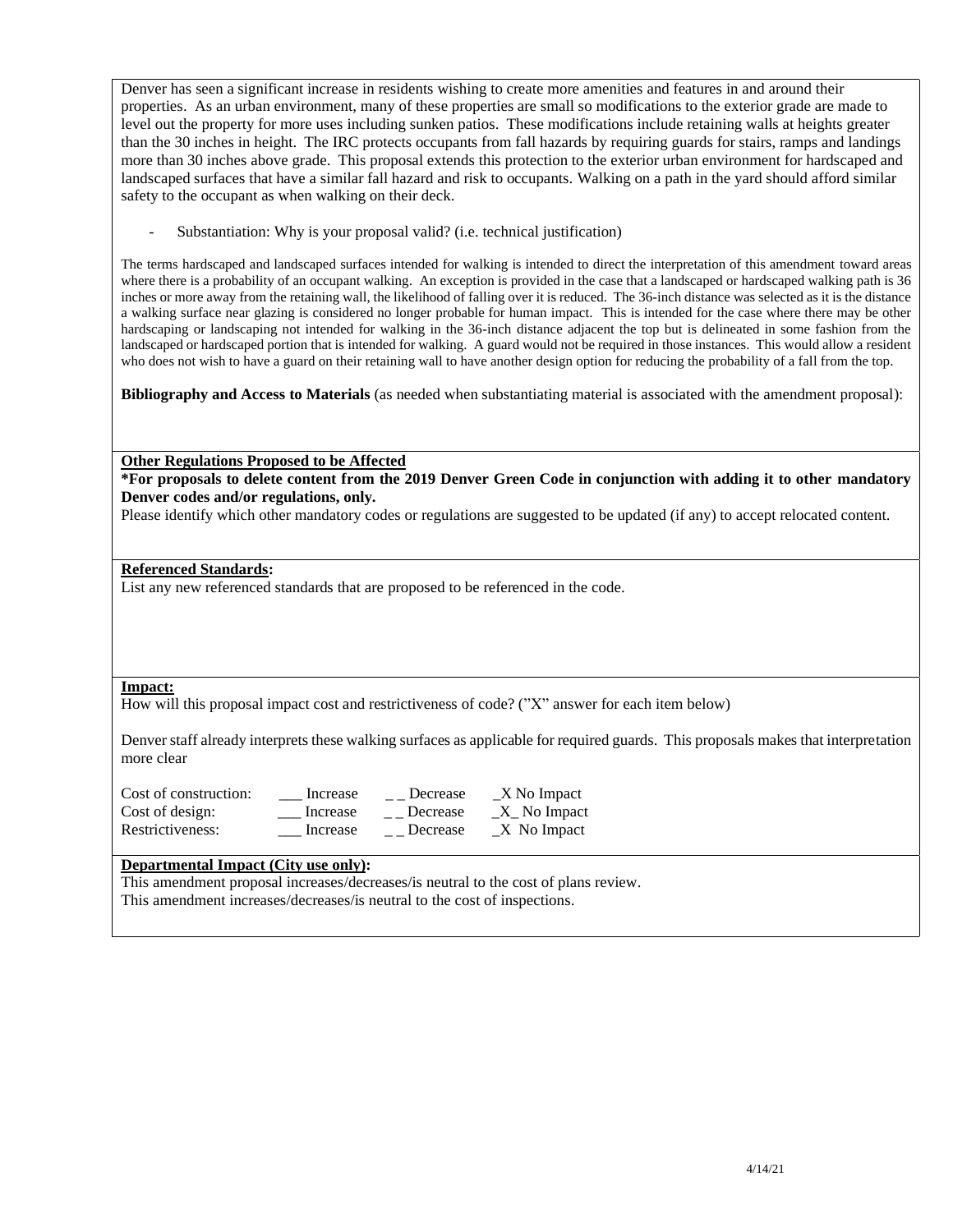Denver has seen a significant increase in residents wishing to create more amenities and features in and around their properties. As an urban environment, many of these properties are small so modifications to the exterior grade are made to level out the property for more uses including sunken patios. These modifications include retaining walls at heights greater than the 30 inches in height. The IRC protects occupants from fall hazards by requiring guards for stairs, ramps and landings more than 30 inches above grade. This proposal extends this protection to the exterior urban environment for hardscaped and landscaped surfaces that have a similar fall hazard and risk to occupants. Walking on a path in the yard should afford similar safety to the occupant as when walking on their deck.

- Substantiation: Why is your proposal valid? (i.e. technical justification)

The terms hardscaped and landscaped surfaces intended for walking is intended to direct the interpretation of this amendment toward areas where there is a probability of an occupant walking. An exception is provided in the case that a landscaped or hardscaped walking path is 36 inches or more away from the retaining wall, the likelihood of falling over it is reduced. The 36-inch distance was selected as it is the distance a walking surface near glazing is considered no longer probable for human impact. This is intended for the case where there may be other hardscaping or landscaping not intended for walking in the 36-inch distance adjacent the top but is delineated in some fashion from the landscaped or hardscaped portion that is intended for walking. A guard would not be required in those instances. This would allow a resident who does not wish to have a guard on their retaining wall to have another design option for reducing the probability of a fall from the top.

**Bibliography and Access to Materials** (as needed when substantiating material is associated with the amendment proposal):

**Other Regulations Proposed to be Affected**

**\*For proposals to delete content from the 2019 Denver Green Code in conjunction with adding it to other mandatory Denver codes and/or regulations, only.**

Please identify which other mandatory codes or regulations are suggested to be updated (if any) to accept relocated content.

**Referenced Standards:**

List any new referenced standards that are proposed to be referenced in the code.

**Impact:**

How will this proposal impact cost and restrictiveness of code? ("X" answer for each item below)

Denver staff already interprets these walking surfaces as applicable for required guards. This proposals makes that interpretation more clear

| | | | |
|---|---|---|---|
| Cost of construction: | ___ Increase | _ _ Decrease | _X No Impact |
| Cost of design: | ___ Increase | _ _ Decrease | _X_ No Impact |
| Restrictiveness: | ___ Increase | _ _ Decrease | _X No Impact |

**Departmental Impact (City use only):**

This amendment proposal increases/decreases/is neutral to the cost of plans review.

This amendment increases/decreases/is neutral to the cost of inspections.